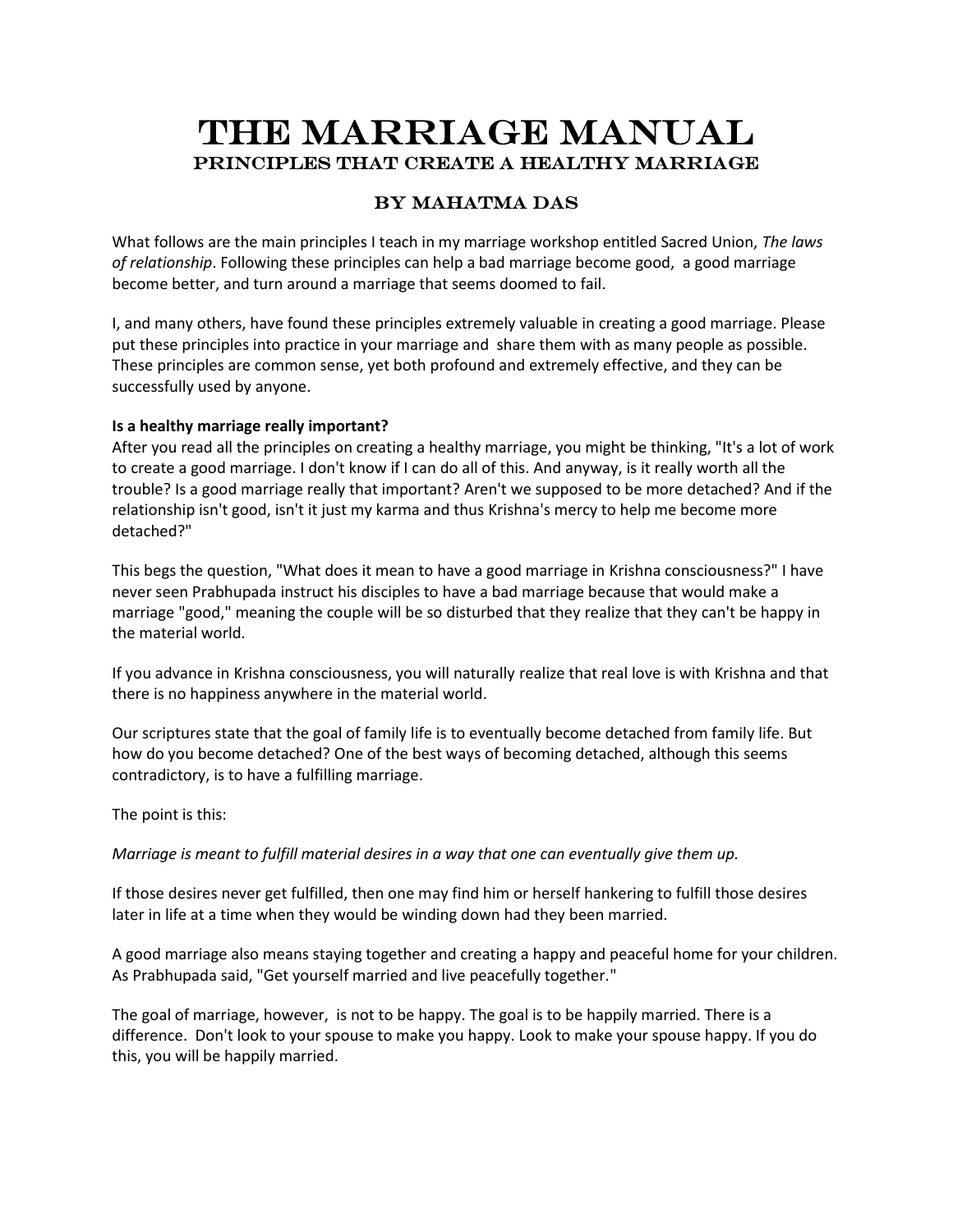# The Marriage Manual

## Principles That Create a Healthy Marriage

### By Mahatma Das

What follows are the main principles I teach in my marriage workshop entitled Sacred Union, *The laws of relationship*. Following these principles can help a bad marriage become good, a good marriage become better, and turn around a marriage that seems doomed to fail.

I, and many others, have found these principles extremely valuable in creating a good marriage. Please put these principles into practice in your marriage and share them with as many people as possible. These principles are common sense, yet both profound and extremely effective, and they can be successfully used by anyone.

**Is a healthy marriage really important?**

After you read all the principles on creating a healthy marriage, you might be thinking, "It's a lot of work to create a good marriage. I don't know if I can do all of this. And anyway, is it really worth all the trouble? Is a good marriage really that important? Aren't we supposed to be more detached? And if the relationship isn't good, isn't it just my karma and thus Krishna's mercy to help me become more detached?"

This begs the question, "What does it mean to have a good marriage in Krishna consciousness?" I have never seen Prabhupada instruct his disciples to have a bad marriage because that would make a marriage "good," meaning the couple will be so disturbed that they realize that they can't be happy in the material world.

If you advance in Krishna consciousness, you will naturally realize that real love is with Krishna and that there is no happiness anywhere in the material world.

Our scriptures state that the goal of family life is to eventually become detached from family life. But how do you become detached? One of the best ways of becoming detached, although this seems contradictory, is to have a fulfilling marriage.

The point is this:

*Marriage is meant to fulfill material desires in a way that one can eventually give them up.*

If those desires never get fulfilled, then one may find him or herself hankering to fulfill those desires later in life at a time when they would be winding down had they been married.

A good marriage also means staying together and creating a happy and peaceful home for your children. As Prabhupada said, "Get yourself married and live peacefully together."

The goal of marriage, however, is not to be happy. The goal is to be happily married. There is a difference. Don't look to your spouse to make you happy. Look to make your spouse happy. If you do this, you will be happily married.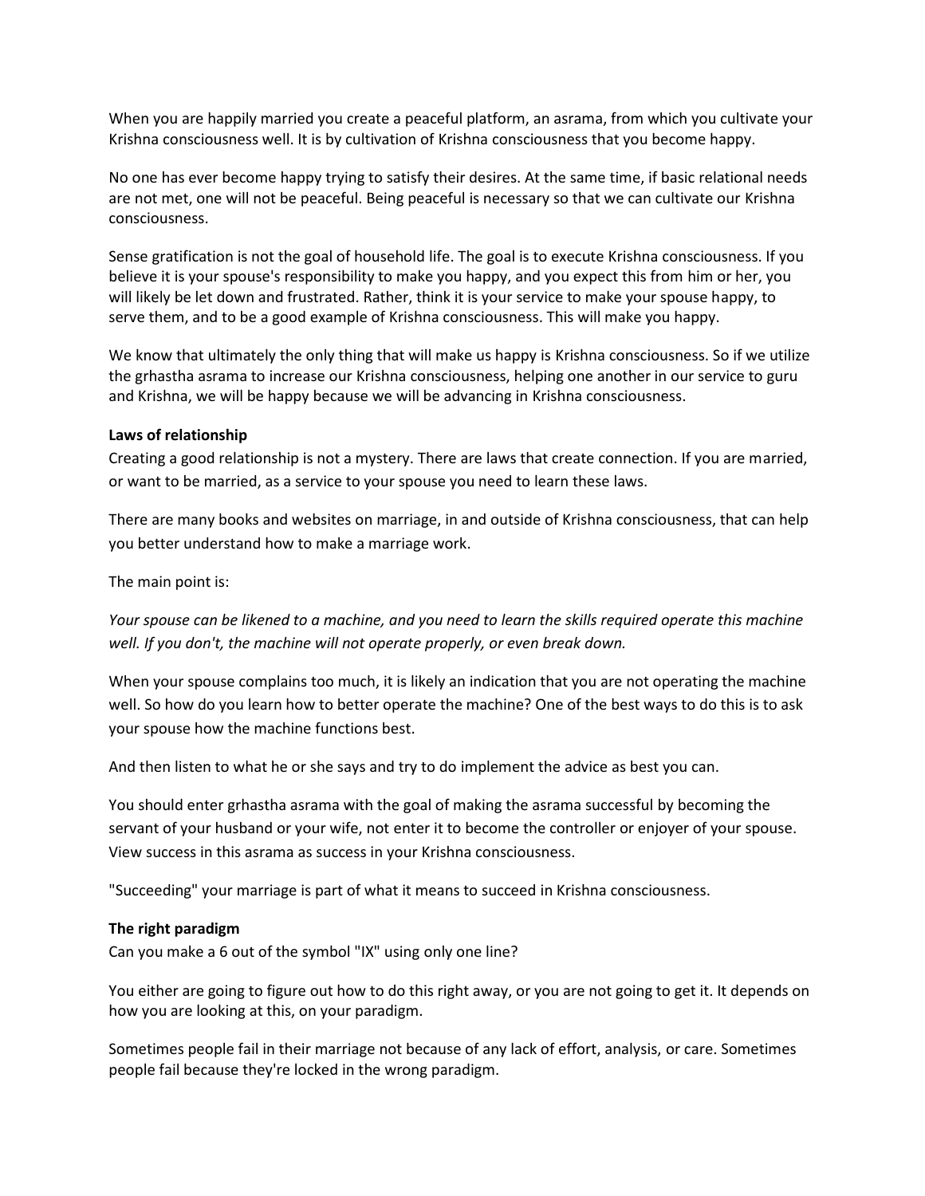When you are happily married you create a peaceful platform, an asrama, from which you cultivate your Krishna consciousness well. It is by cultivation of Krishna consciousness that you become happy.

No one has ever become happy trying to satisfy their desires. At the same time, if basic relational needs are not met, one will not be peaceful. Being peaceful is necessary so that we can cultivate our Krishna consciousness.

Sense gratification is not the goal of household life. The goal is to execute Krishna consciousness. If you believe it is your spouse's responsibility to make you happy, and you expect this from him or her, you will likely be let down and frustrated. Rather, think it is your service to make your spouse happy, to serve them, and to be a good example of Krishna consciousness. This will make you happy.

We know that ultimately the only thing that will make us happy is Krishna consciousness. So if we utilize the grhastha asrama to increase our Krishna consciousness, helping one another in our service to guru and Krishna, we will be happy because we will be advancing in Krishna consciousness.

**Laws of relationship**

Creating a good relationship is not a mystery. There are laws that create connection. If you are married, or want to be married, as a service to your spouse you need to learn these laws.

There are many books and websites on marriage, in and outside of Krishna consciousness, that can help you better understand how to make a marriage work.

The main point is:

*Your spouse can be likened to a machine, and you need to learn the skills required operate this machine well. If you don't, the machine will not operate properly, or even break down.*

When your spouse complains too much, it is likely an indication that you are not operating the machine well. So how do you learn how to better operate the machine? One of the best ways to do this is to ask your spouse how the machine functions best.

And then listen to what he or she says and try to do implement the advice as best you can.

You should enter grhastha asrama with the goal of making the asrama successful by becoming the servant of your husband or your wife, not enter it to become the controller or enjoyer of your spouse. View success in this asrama as success in your Krishna consciousness.

"Succeeding" your marriage is part of what it means to succeed in Krishna consciousness.

**The right paradigm**

Can you make a 6 out of the symbol "IX" using only one line?

You either are going to figure out how to do this right away, or you are not going to get it. It depends on how you are looking at this, on your paradigm.

Sometimes people fail in their marriage not because of any lack of effort, analysis, or care. Sometimes people fail because they're locked in the wrong paradigm.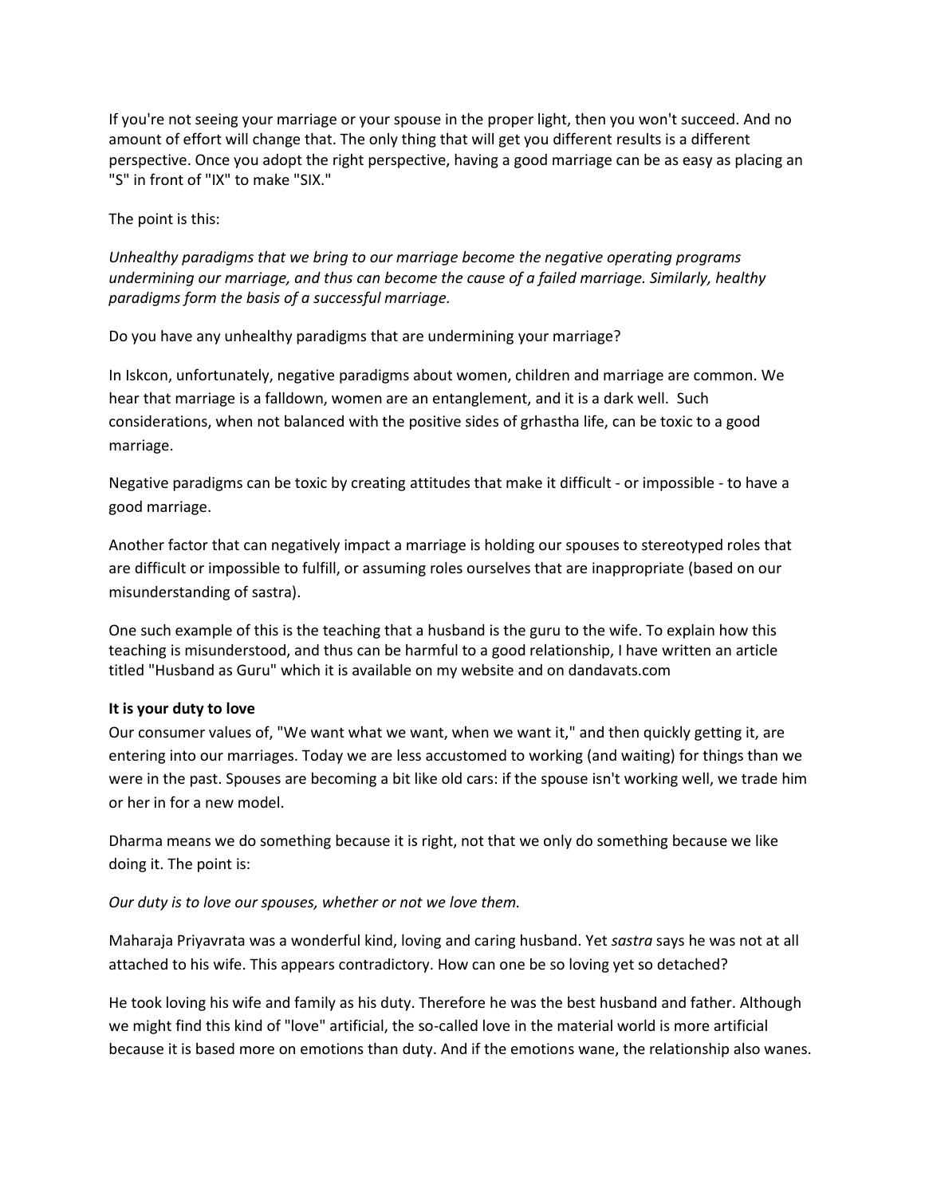If you're not seeing your marriage or your spouse in the proper light, then you won't succeed. And no amount of effort will change that. The only thing that will get you different results is a different perspective. Once you adopt the right perspective, having a good marriage can be as easy as placing an "S" in front of "IX" to make "SIX."

The point is this:

*Unhealthy paradigms that we bring to our marriage become the negative operating programs undermining our marriage, and thus can become the cause of a failed marriage. Similarly, healthy paradigms form the basis of a successful marriage.*

Do you have any unhealthy paradigms that are undermining your marriage?

In Iskcon, unfortunately, negative paradigms about women, children and marriage are common. We hear that marriage is a falldown, women are an entanglement, and it is a dark well. Such considerations, when not balanced with the positive sides of grhastha life, can be toxic to a good marriage.

Negative paradigms can be toxic by creating attitudes that make it difficult - or impossible - to have a good marriage.

Another factor that can negatively impact a marriage is holding our spouses to stereotyped roles that are difficult or impossible to fulfill, or assuming roles ourselves that are inappropriate (based on our misunderstanding of sastra).

One such example of this is the teaching that a husband is the guru to the wife. To explain how this teaching is misunderstood, and thus can be harmful to a good relationship, I have written an article titled "Husband as Guru" which it is available on my website and on dandavats.com

**It is your duty to love**

Our consumer values of, "We want what we want, when we want it," and then quickly getting it, are entering into our marriages. Today we are less accustomed to working (and waiting) for things than we were in the past. Spouses are becoming a bit like old cars: if the spouse isn't working well, we trade him or her in for a new model.

Dharma means we do something because it is right, not that we only do something because we like doing it. The point is:

*Our duty is to love our spouses, whether or not we love them.*

Maharaja Priyavrata was a wonderful kind, loving and caring husband. Yet *sastra* says he was not at all attached to his wife. This appears contradictory. How can one be so loving yet so detached?

He took loving his wife and family as his duty. Therefore he was the best husband and father. Although we might find this kind of "love" artificial, the so-called love in the material world is more artificial because it is based more on emotions than duty. And if the emotions wane, the relationship also wanes.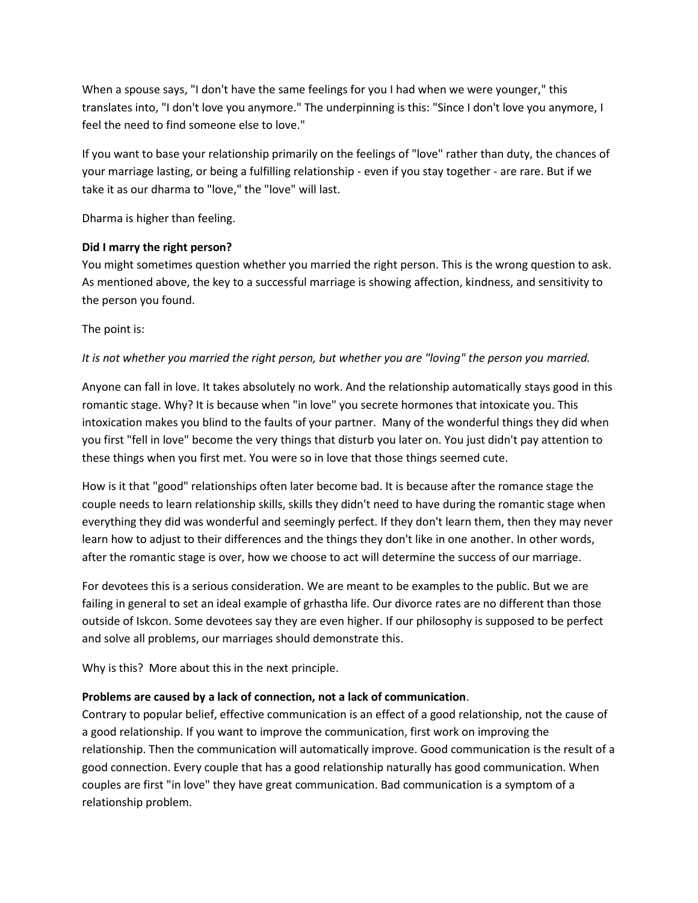When a spouse says, "I don't have the same feelings for you I had when we were younger," this translates into, "I don't love you anymore." The underpinning is this: "Since I don't love you anymore, I feel the need to find someone else to love."

If you want to base your relationship primarily on the feelings of "love" rather than duty, the chances of your marriage lasting, or being a fulfilling relationship - even if you stay together - are rare. But if we take it as our dharma to "love," the "love" will last.

Dharma is higher than feeling.

**Did I marry the right person?**
You might sometimes question whether you married the right person. This is the wrong question to ask. As mentioned above, the key to a successful marriage is showing affection, kindness, and sensitivity to the person you found.

The point is:

*It is not whether you married the right person, but whether you are "loving" the person you married.*

Anyone can fall in love. It takes absolutely no work. And the relationship automatically stays good in this romantic stage. Why? It is because when "in love" you secrete hormones that intoxicate you. This intoxication makes you blind to the faults of your partner. Many of the wonderful things they did when you first "fell in love" become the very things that disturb you later on. You just didn't pay attention to these things when you first met. You were so in love that those things seemed cute.

How is it that "good" relationships often later become bad. It is because after the romance stage the couple needs to learn relationship skills, skills they didn't need to have during the romantic stage when everything they did was wonderful and seemingly perfect. If they don't learn them, then they may never learn how to adjust to their differences and the things they don't like in one another. In other words, after the romantic stage is over, how we choose to act will determine the success of our marriage.

For devotees this is a serious consideration. We are meant to be examples to the public. But we are failing in general to set an ideal example of grhastha life. Our divorce rates are no different than those outside of Iskcon. Some devotees say they are even higher. If our philosophy is supposed to be perfect and solve all problems, our marriages should demonstrate this.

Why is this? More about this in the next principle.

**Problems are caused by a lack of connection, not a lack of communication**.
Contrary to popular belief, effective communication is an effect of a good relationship, not the cause of a good relationship. If you want to improve the communication, first work on improving the relationship. Then the communication will automatically improve. Good communication is the result of a good connection. Every couple that has a good relationship naturally has good communication. When couples are first "in love" they have great communication. Bad communication is a symptom of a relationship problem.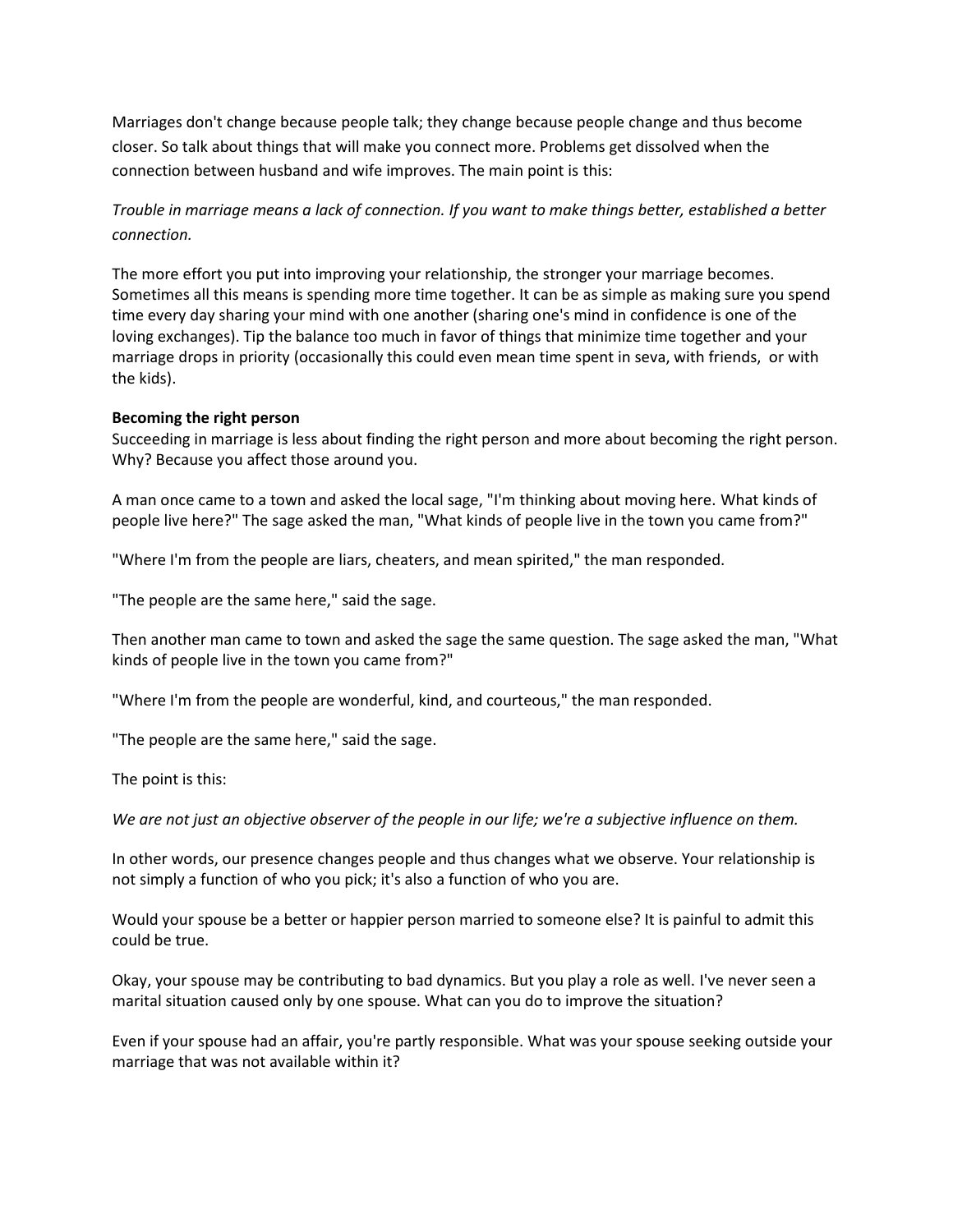Marriages don't change because people talk; they change because people change and thus become closer. So talk about things that will make you connect more. Problems get dissolved when the connection between husband and wife improves. The main point is this:

*Trouble in marriage means a lack of connection. If you want to make things better, established a better connection.*

The more effort you put into improving your relationship, the stronger your marriage becomes. Sometimes all this means is spending more time together. It can be as simple as making sure you spend time every day sharing your mind with one another (sharing one's mind in confidence is one of the loving exchanges). Tip the balance too much in favor of things that minimize time together and your marriage drops in priority (occasionally this could even mean time spent in seva, with friends, or with the kids).

**Becoming the right person**

Succeeding in marriage is less about finding the right person and more about becoming the right person. Why? Because you affect those around you.

A man once came to a town and asked the local sage, "I'm thinking about moving here. What kinds of people live here?" The sage asked the man, "What kinds of people live in the town you came from?"

"Where I'm from the people are liars, cheaters, and mean spirited," the man responded.

"The people are the same here," said the sage.

Then another man came to town and asked the sage the same question. The sage asked the man, "What kinds of people live in the town you came from?"

"Where I'm from the people are wonderful, kind, and courteous," the man responded.

"The people are the same here," said the sage.

The point is this:

*We are not just an objective observer of the people in our life; we're a subjective influence on them.*

In other words, our presence changes people and thus changes what we observe. Your relationship is not simply a function of who you pick; it's also a function of who you are.

Would your spouse be a better or happier person married to someone else? It is painful to admit this could be true.

Okay, your spouse may be contributing to bad dynamics. But you play a role as well. I've never seen a marital situation caused only by one spouse. What can you do to improve the situation?

Even if your spouse had an affair, you're partly responsible. What was your spouse seeking outside your marriage that was not available within it?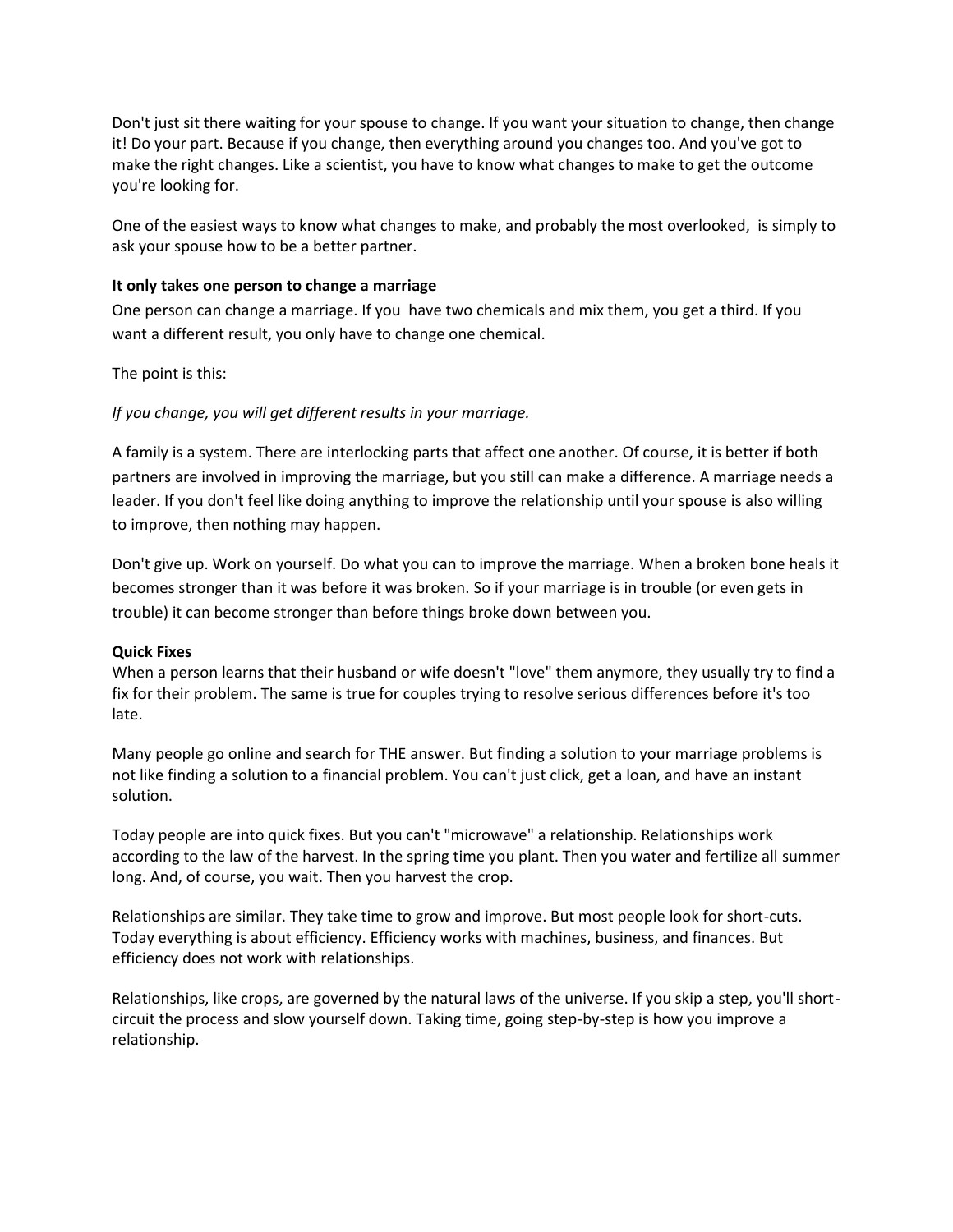Don't just sit there waiting for your spouse to change. If you want your situation to change, then change it! Do your part. Because if you change, then everything around you changes too. And you've got to make the right changes. Like a scientist, you have to know what changes to make to get the outcome you're looking for.

One of the easiest ways to know what changes to make, and probably the most overlooked, is simply to ask your spouse how to be a better partner.

**It only takes one person to change a marriage**

One person can change a marriage. If you have two chemicals and mix them, you get a third. If you want a different result, you only have to change one chemical.

The point is this:

*If you change, you will get different results in your marriage.*

A family is a system. There are interlocking parts that affect one another. Of course, it is better if both partners are involved in improving the marriage, but you still can make a difference. A marriage needs a leader. If you don't feel like doing anything to improve the relationship until your spouse is also willing to improve, then nothing may happen.

Don't give up. Work on yourself. Do what you can to improve the marriage. When a broken bone heals it becomes stronger than it was before it was broken. So if your marriage is in trouble (or even gets in trouble) it can become stronger than before things broke down between you.

**Quick Fixes**

When a person learns that their husband or wife doesn't "love" them anymore, they usually try to find a fix for their problem. The same is true for couples trying to resolve serious differences before it's too late.

Many people go online and search for THE answer. But finding a solution to your marriage problems is not like finding a solution to a financial problem. You can't just click, get a loan, and have an instant solution.

Today people are into quick fixes. But you can't "microwave" a relationship. Relationships work according to the law of the harvest. In the spring time you plant. Then you water and fertilize all summer long. And, of course, you wait. Then you harvest the crop.

Relationships are similar. They take time to grow and improve. But most people look for short-cuts. Today everything is about efficiency. Efficiency works with machines, business, and finances. But efficiency does not work with relationships.

Relationships, like crops, are governed by the natural laws of the universe. If you skip a step, you'll short-circuit the process and slow yourself down. Taking time, going step-by-step is how you improve a relationship.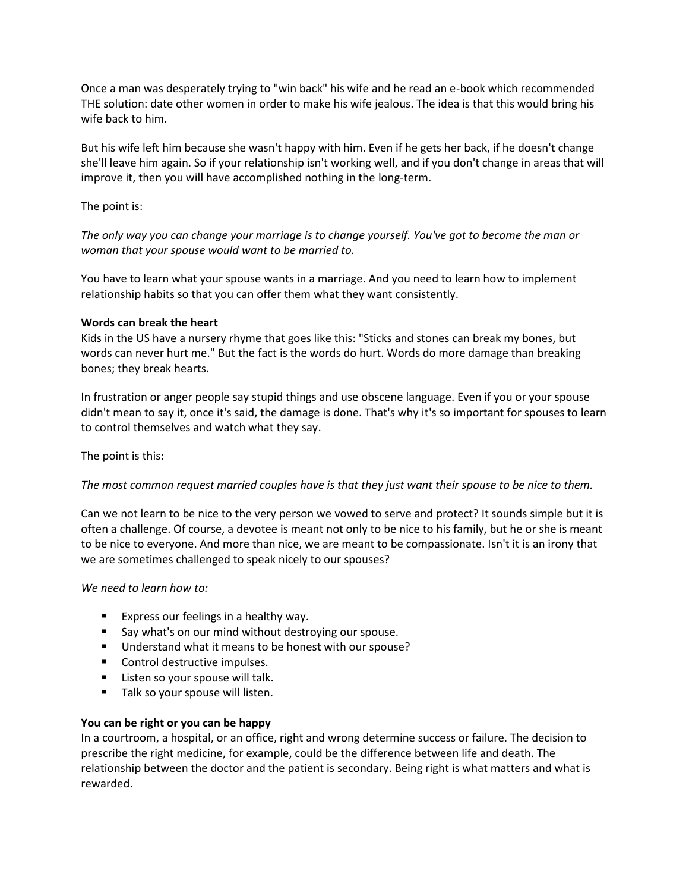Once a man was desperately trying to "win back" his wife and he read an e-book which recommended THE solution: date other women in order to make his wife jealous. The idea is that this would bring his wife back to him.

But his wife left him because she wasn't happy with him. Even if he gets her back, if he doesn't change she'll leave him again. So if your relationship isn't working well, and if you don't change in areas that will improve it, then you will have accomplished nothing in the long-term.

The point is:

*The only way you can change your marriage is to change yourself. You've got to become the man or woman that your spouse would want to be married to.*

You have to learn what your spouse wants in a marriage. And you need to learn how to implement relationship habits so that you can offer them what they want consistently.

**Words can break the heart**

Kids in the US have a nursery rhyme that goes like this: "Sticks and stones can break my bones, but words can never hurt me." But the fact is the words do hurt. Words do more damage than breaking bones; they break hearts.

In frustration or anger people say stupid things and use obscene language. Even if you or your spouse didn't mean to say it, once it's said, the damage is done. That's why it's so important for spouses to learn to control themselves and watch what they say.

The point is this:

*The most common request married couples have is that they just want their spouse to be nice to them.*

Can we not learn to be nice to the very person we vowed to serve and protect? It sounds simple but it is often a challenge. Of course, a devotee is meant not only to be nice to his family, but he or she is meant to be nice to everyone. And more than nice, we are meant to be compassionate. Isn't it is an irony that we are sometimes challenged to speak nicely to our spouses?

*We need to learn how to:*

- Express our feelings in a healthy way.
- Say what's on our mind without destroying our spouse.
- Understand what it means to be honest with our spouse?
- Control destructive impulses.
- Listen so your spouse will talk.
- Talk so your spouse will listen.

**You can be right or you can be happy**

In a courtroom, a hospital, or an office, right and wrong determine success or failure. The decision to prescribe the right medicine, for example, could be the difference between life and death. The relationship between the doctor and the patient is secondary. Being right is what matters and what is rewarded.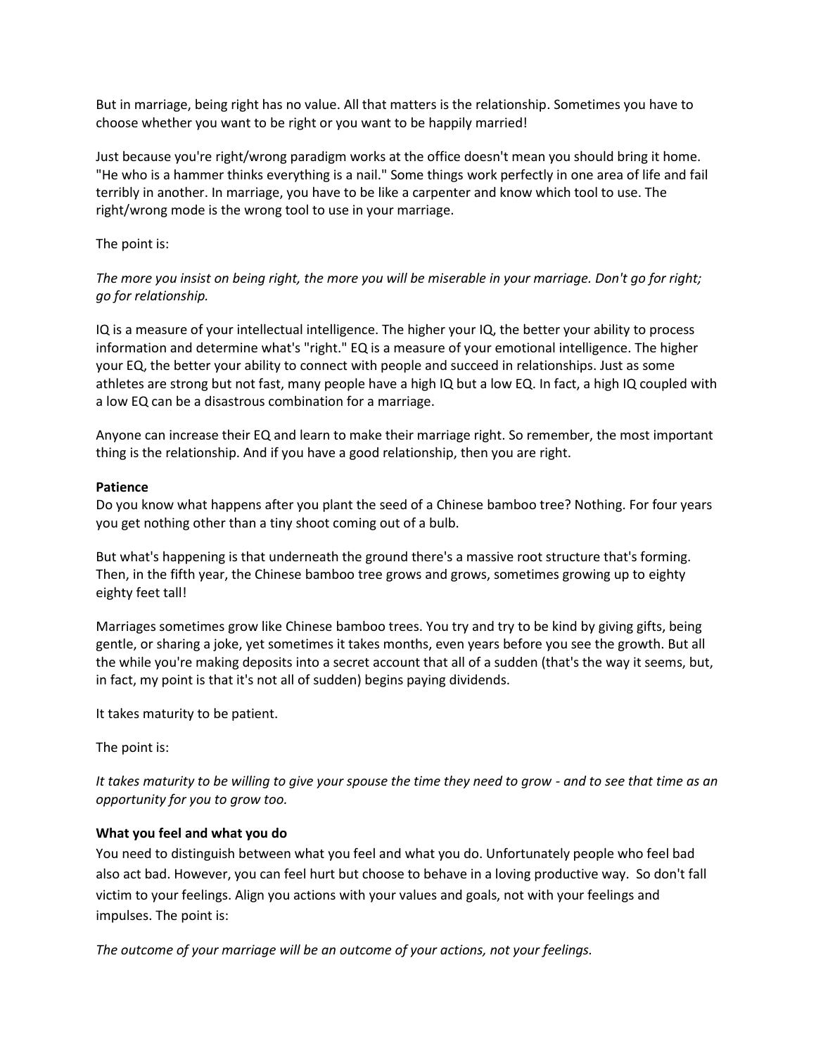But in marriage, being right has no value. All that matters is the relationship. Sometimes you have to choose whether you want to be right or you want to be happily married!

Just because you're right/wrong paradigm works at the office doesn't mean you should bring it home. "He who is a hammer thinks everything is a nail." Some things work perfectly in one area of life and fail terribly in another. In marriage, you have to be like a carpenter and know which tool to use. The right/wrong mode is the wrong tool to use in your marriage.

The point is:

*The more you insist on being right, the more you will be miserable in your marriage. Don't go for right; go for relationship.*

IQ is a measure of your intellectual intelligence. The higher your IQ, the better your ability to process information and determine what's "right." EQ is a measure of your emotional intelligence. The higher your EQ, the better your ability to connect with people and succeed in relationships. Just as some athletes are strong but not fast, many people have a high IQ but a low EQ. In fact, a high IQ coupled with a low EQ can be a disastrous combination for a marriage.

Anyone can increase their EQ and learn to make their marriage right. So remember, the most important thing is the relationship. And if you have a good relationship, then you are right.

**Patience**

Do you know what happens after you plant the seed of a Chinese bamboo tree? Nothing. For four years you get nothing other than a tiny shoot coming out of a bulb.

But what's happening is that underneath the ground there's a massive root structure that's forming. Then, in the fifth year, the Chinese bamboo tree grows and grows, sometimes growing up to eighty eighty feet tall!

Marriages sometimes grow like Chinese bamboo trees. You try and try to be kind by giving gifts, being gentle, or sharing a joke, yet sometimes it takes months, even years before you see the growth. But all the while you're making deposits into a secret account that all of a sudden (that's the way it seems, but, in fact, my point is that it's not all of sudden) begins paying dividends.

It takes maturity to be patient.

The point is:

*It takes maturity to be willing to give your spouse the time they need to grow - and to see that time as an opportunity for you to grow too.*

**What you feel and what you do**

You need to distinguish between what you feel and what you do. Unfortunately people who feel bad also act bad. However, you can feel hurt but choose to behave in a loving productive way. So don't fall victim to your feelings. Align you actions with your values and goals, not with your feelings and impulses. The point is:

*The outcome of your marriage will be an outcome of your actions, not your feelings.*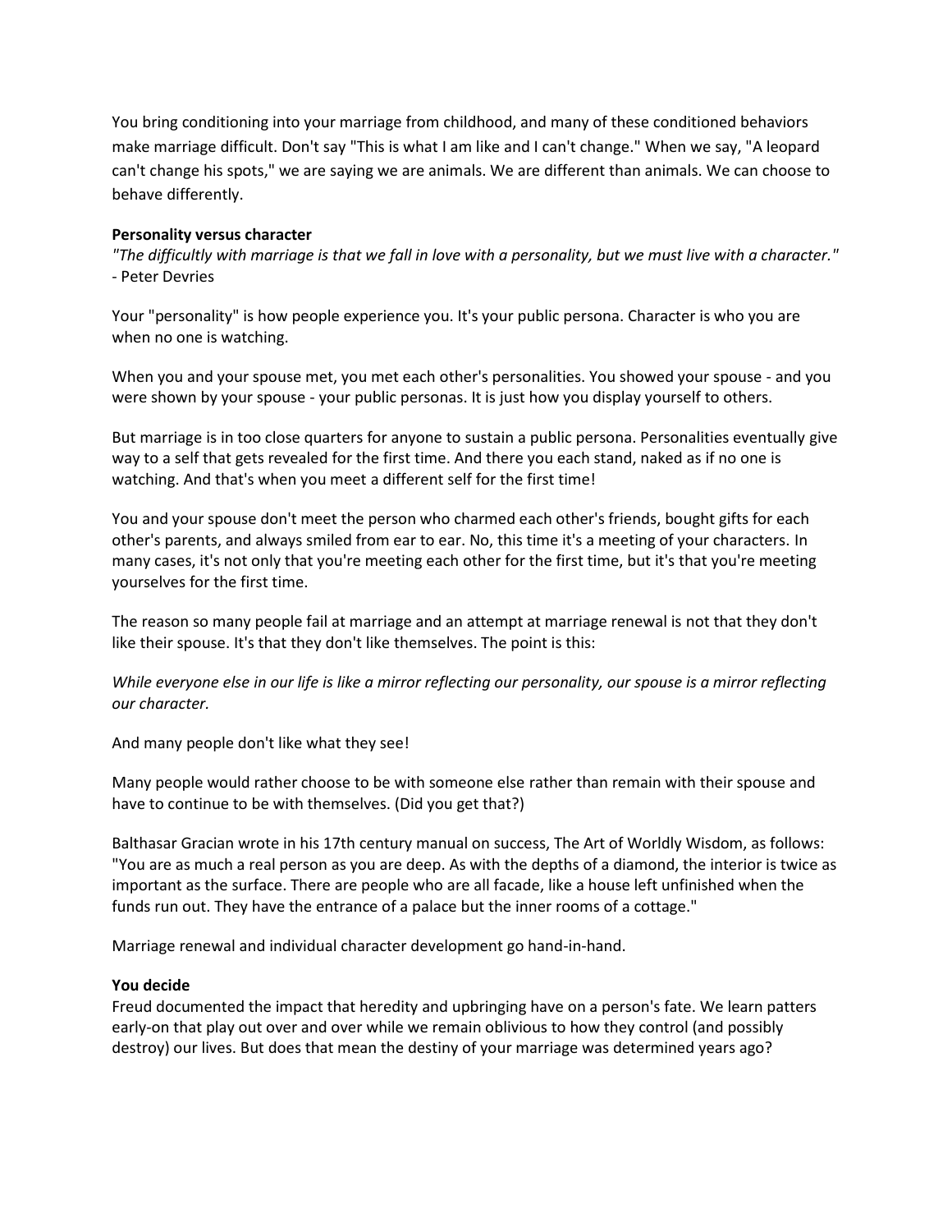You bring conditioning into your marriage from childhood, and many of these conditioned behaviors make marriage difficult. Don't say "This is what I am like and I can't change." When we say, "A leopard can't change his spots," we are saying we are animals. We are different than animals. We can choose to behave differently.

**Personality versus character**

*"The difficultly with marriage is that we fall in love with a personality, but we must live with a character."* - Peter Devries

Your "personality" is how people experience you. It's your public persona. Character is who you are when no one is watching.

When you and your spouse met, you met each other's personalities. You showed your spouse - and you were shown by your spouse - your public personas. It is just how you display yourself to others.

But marriage is in too close quarters for anyone to sustain a public persona. Personalities eventually give way to a self that gets revealed for the first time. And there you each stand, naked as if no one is watching. And that's when you meet a different self for the first time!

You and your spouse don't meet the person who charmed each other's friends, bought gifts for each other's parents, and always smiled from ear to ear. No, this time it's a meeting of your characters. In many cases, it's not only that you're meeting each other for the first time, but it's that you're meeting yourselves for the first time.

The reason so many people fail at marriage and an attempt at marriage renewal is not that they don't like their spouse. It's that they don't like themselves. The point is this:

*While everyone else in our life is like a mirror reflecting our personality, our spouse is a mirror reflecting our character.*

And many people don't like what they see!

Many people would rather choose to be with someone else rather than remain with their spouse and have to continue to be with themselves. (Did you get that?)

Balthasar Gracian wrote in his 17th century manual on success, The Art of Worldly Wisdom, as follows: "You are as much a real person as you are deep. As with the depths of a diamond, the interior is twice as important as the surface. There are people who are all facade, like a house left unfinished when the funds run out. They have the entrance of a palace but the inner rooms of a cottage."

Marriage renewal and individual character development go hand-in-hand.

**You decide**

Freud documented the impact that heredity and upbringing have on a person's fate. We learn patters early-on that play out over and over while we remain oblivious to how they control (and possibly destroy) our lives. But does that mean the destiny of your marriage was determined years ago?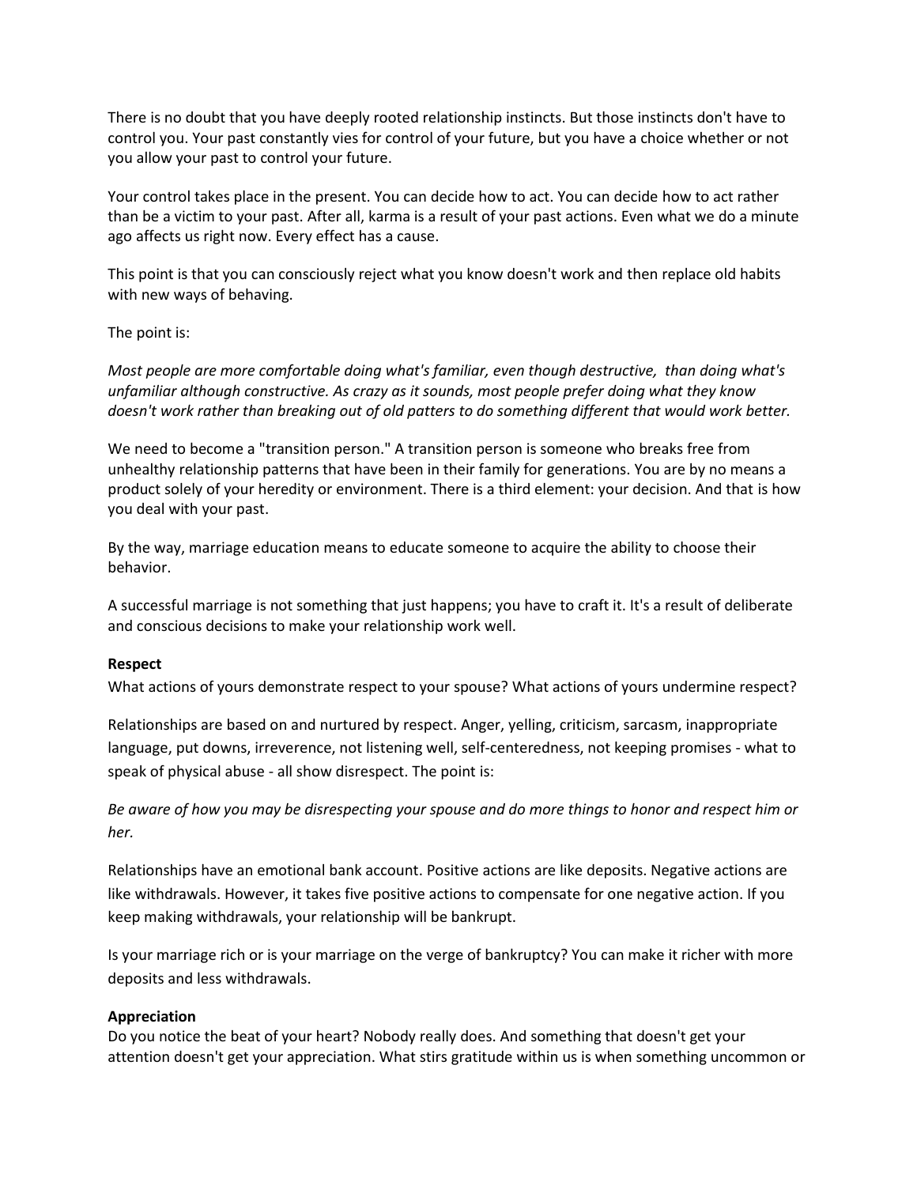There is no doubt that you have deeply rooted relationship instincts. But those instincts don't have to control you. Your past constantly vies for control of your future, but you have a choice whether or not you allow your past to control your future.

Your control takes place in the present. You can decide how to act. You can decide how to act rather than be a victim to your past. After all, karma is a result of your past actions. Even what we do a minute ago affects us right now. Every effect has a cause.

This point is that you can consciously reject what you know doesn't work and then replace old habits with new ways of behaving.

The point is:

*Most people are more comfortable doing what's familiar, even though destructive, than doing what's unfamiliar although constructive. As crazy as it sounds, most people prefer doing what they know doesn't work rather than breaking out of old patters to do something different that would work better.*

We need to become a "transition person." A transition person is someone who breaks free from unhealthy relationship patterns that have been in their family for generations. You are by no means a product solely of your heredity or environment. There is a third element: your decision. And that is how you deal with your past.

By the way, marriage education means to educate someone to acquire the ability to choose their behavior.

A successful marriage is not something that just happens; you have to craft it. It's a result of deliberate and conscious decisions to make your relationship work well.

**Respect**

What actions of yours demonstrate respect to your spouse? What actions of yours undermine respect?

Relationships are based on and nurtured by respect. Anger, yelling, criticism, sarcasm, inappropriate language, put downs, irreverence, not listening well, self-centeredness, not keeping promises - what to speak of physical abuse - all show disrespect. The point is:

*Be aware of how you may be disrespecting your spouse and do more things to honor and respect him or her.*

Relationships have an emotional bank account. Positive actions are like deposits. Negative actions are like withdrawals. However, it takes five positive actions to compensate for one negative action. If you keep making withdrawals, your relationship will be bankrupt.

Is your marriage rich or is your marriage on the verge of bankruptcy? You can make it richer with more deposits and less withdrawals.

**Appreciation**

Do you notice the beat of your heart? Nobody really does. And something that doesn't get your attention doesn't get your appreciation. What stirs gratitude within us is when something uncommon or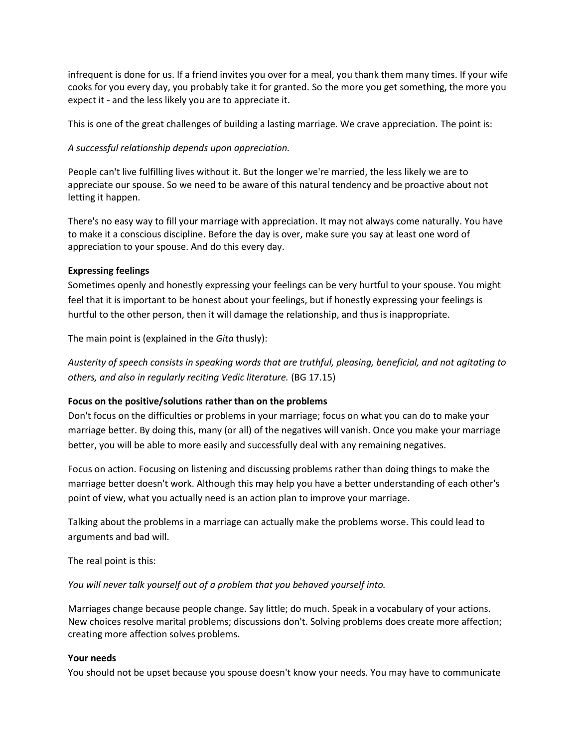infrequent is done for us. If a friend invites you over for a meal, you thank them many times. If your wife cooks for you every day, you probably take it for granted. So the more you get something, the more you expect it - and the less likely you are to appreciate it.

This is one of the great challenges of building a lasting marriage. We crave appreciation. The point is:

*A successful relationship depends upon appreciation.*

People can't live fulfilling lives without it. But the longer we're married, the less likely we are to appreciate our spouse. So we need to be aware of this natural tendency and be proactive about not letting it happen.

There's no easy way to fill your marriage with appreciation. It may not always come naturally. You have to make it a conscious discipline. Before the day is over, make sure you say at least one word of appreciation to your spouse. And do this every day.

**Expressing feelings**

Sometimes openly and honestly expressing your feelings can be very hurtful to your spouse. You might feel that it is important to be honest about your feelings, but if honestly expressing your feelings is hurtful to the other person, then it will damage the relationship, and thus is inappropriate.

The main point is (explained in the *Gita* thusly):

*Austerity of speech consists in speaking words that are truthful, pleasing, beneficial, and not agitating to others, and also in regularly reciting Vedic literature.* (BG 17.15)

**Focus on the positive/solutions rather than on the problems**

Don't focus on the difficulties or problems in your marriage; focus on what you can do to make your marriage better. By doing this, many (or all) of the negatives will vanish. Once you make your marriage better, you will be able to more easily and successfully deal with any remaining negatives.

Focus on action. Focusing on listening and discussing problems rather than doing things to make the marriage better doesn't work. Although this may help you have a better understanding of each other's point of view, what you actually need is an action plan to improve your marriage.

Talking about the problems in a marriage can actually make the problems worse. This could lead to arguments and bad will.

The real point is this:

*You will never talk yourself out of a problem that you behaved yourself into.*

Marriages change because people change. Say little; do much. Speak in a vocabulary of your actions. New choices resolve marital problems; discussions don't. Solving problems does create more affection; creating more affection solves problems.

**Your needs**

You should not be upset because you spouse doesn't know your needs. You may have to communicate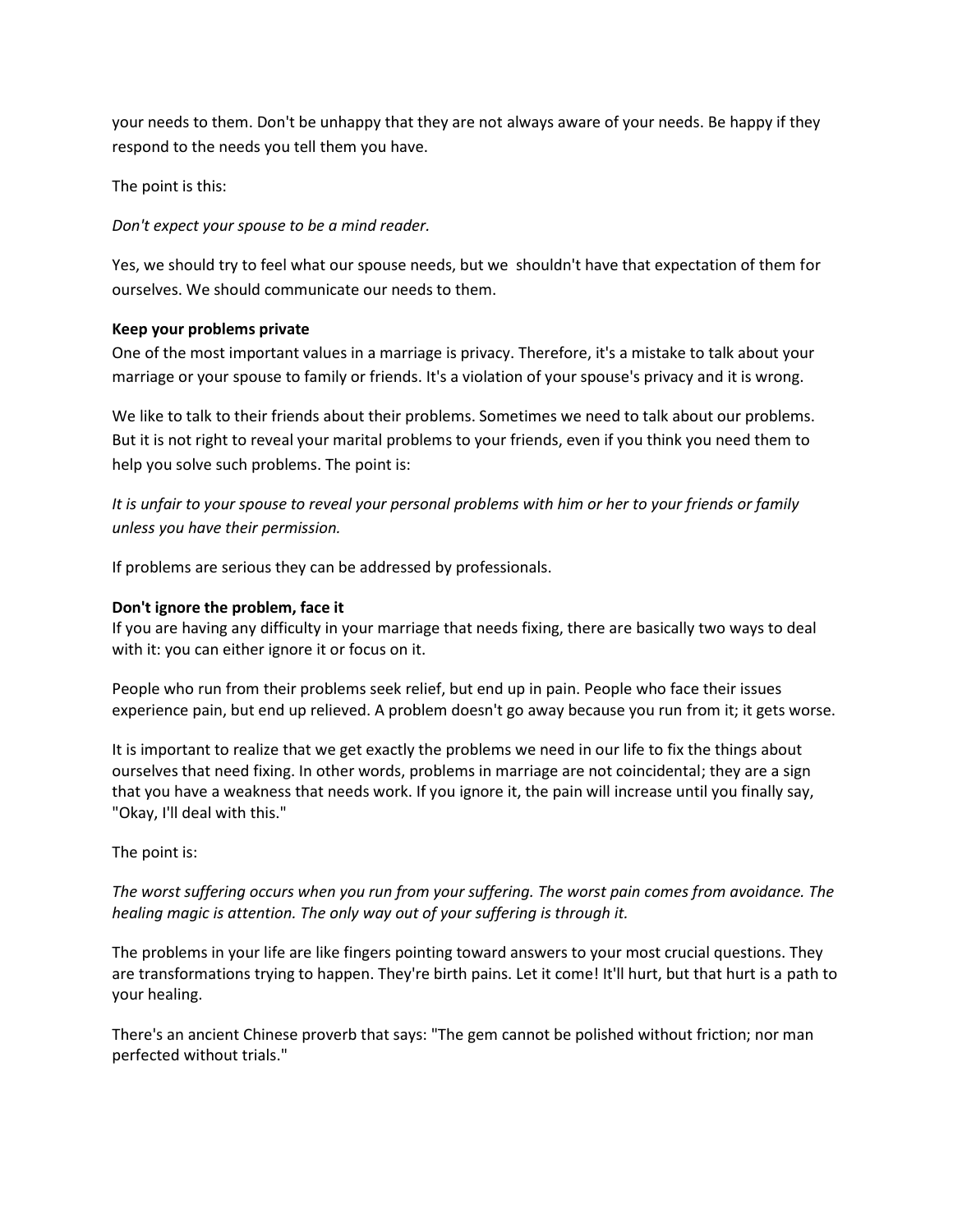your needs to them. Don't be unhappy that they are not always aware of your needs. Be happy if they respond to the needs you tell them you have.

The point is this:

*Don't expect your spouse to be a mind reader.*

Yes, we should try to feel what our spouse needs, but we shouldn't have that expectation of them for ourselves. We should communicate our needs to them.

**Keep your problems private**

One of the most important values in a marriage is privacy. Therefore, it's a mistake to talk about your marriage or your spouse to family or friends. It's a violation of your spouse's privacy and it is wrong.

We like to talk to their friends about their problems. Sometimes we need to talk about our problems. But it is not right to reveal your marital problems to your friends, even if you think you need them to help you solve such problems. The point is:

*It is unfair to your spouse to reveal your personal problems with him or her to your friends or family unless you have their permission.*

If problems are serious they can be addressed by professionals.

**Don't ignore the problem, face it**

If you are having any difficulty in your marriage that needs fixing, there are basically two ways to deal with it: you can either ignore it or focus on it.

People who run from their problems seek relief, but end up in pain. People who face their issues experience pain, but end up relieved. A problem doesn't go away because you run from it; it gets worse.

It is important to realize that we get exactly the problems we need in our life to fix the things about ourselves that need fixing. In other words, problems in marriage are not coincidental; they are a sign that you have a weakness that needs work. If you ignore it, the pain will increase until you finally say, "Okay, I'll deal with this."

The point is:

*The worst suffering occurs when you run from your suffering. The worst pain comes from avoidance. The healing magic is attention. The only way out of your suffering is through it.*

The problems in your life are like fingers pointing toward answers to your most crucial questions. They are transformations trying to happen. They're birth pains. Let it come! It'll hurt, but that hurt is a path to your healing.

There's an ancient Chinese proverb that says: "The gem cannot be polished without friction; nor man perfected without trials."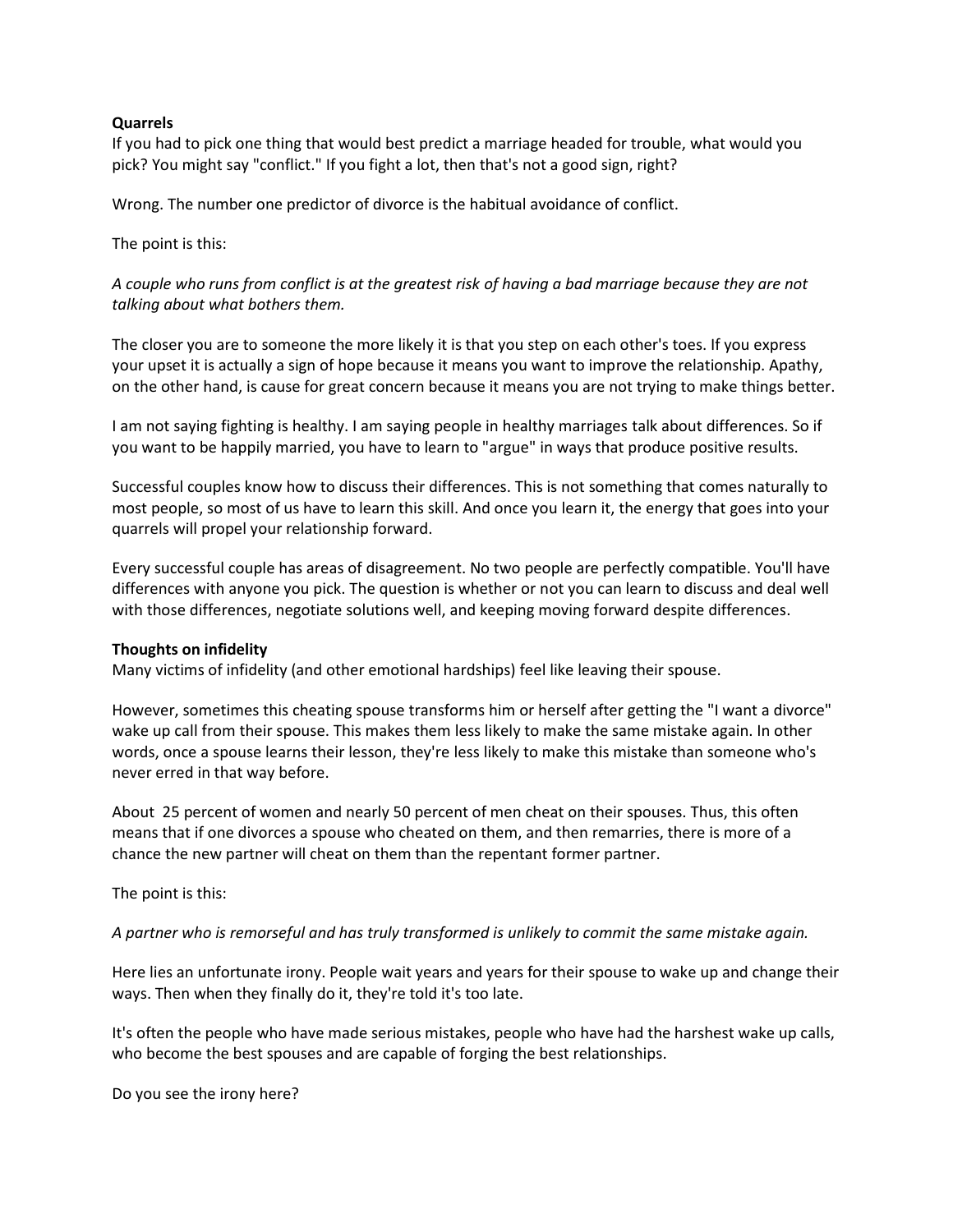**Quarrels**

If you had to pick one thing that would best predict a marriage headed for trouble, what would you pick? You might say "conflict." If you fight a lot, then that's not a good sign, right?

Wrong. The number one predictor of divorce is the habitual avoidance of conflict.

The point is this:

*A couple who runs from conflict is at the greatest risk of having a bad marriage because they are not talking about what bothers them.*

The closer you are to someone the more likely it is that you step on each other's toes. If you express your upset it is actually a sign of hope because it means you want to improve the relationship. Apathy, on the other hand, is cause for great concern because it means you are not trying to make things better.

I am not saying fighting is healthy. I am saying people in healthy marriages talk about differences. So if you want to be happily married, you have to learn to "argue" in ways that produce positive results.

Successful couples know how to discuss their differences. This is not something that comes naturally to most people, so most of us have to learn this skill. And once you learn it, the energy that goes into your quarrels will propel your relationship forward.

Every successful couple has areas of disagreement. No two people are perfectly compatible. You'll have differences with anyone you pick. The question is whether or not you can learn to discuss and deal well with those differences, negotiate solutions well, and keeping moving forward despite differences.

**Thoughts on infidelity**

Many victims of infidelity (and other emotional hardships) feel like leaving their spouse.

However, sometimes this cheating spouse transforms him or herself after getting the "I want a divorce" wake up call from their spouse. This makes them less likely to make the same mistake again. In other words, once a spouse learns their lesson, they're less likely to make this mistake than someone who's never erred in that way before.

About 25 percent of women and nearly 50 percent of men cheat on their spouses. Thus, this often means that if one divorces a spouse who cheated on them, and then remarries, there is more of a chance the new partner will cheat on them than the repentant former partner.

The point is this:

*A partner who is remorseful and has truly transformed is unlikely to commit the same mistake again.*

Here lies an unfortunate irony. People wait years and years for their spouse to wake up and change their ways. Then when they finally do it, they're told it's too late.

It's often the people who have made serious mistakes, people who have had the harshest wake up calls, who become the best spouses and are capable of forging the best relationships.

Do you see the irony here?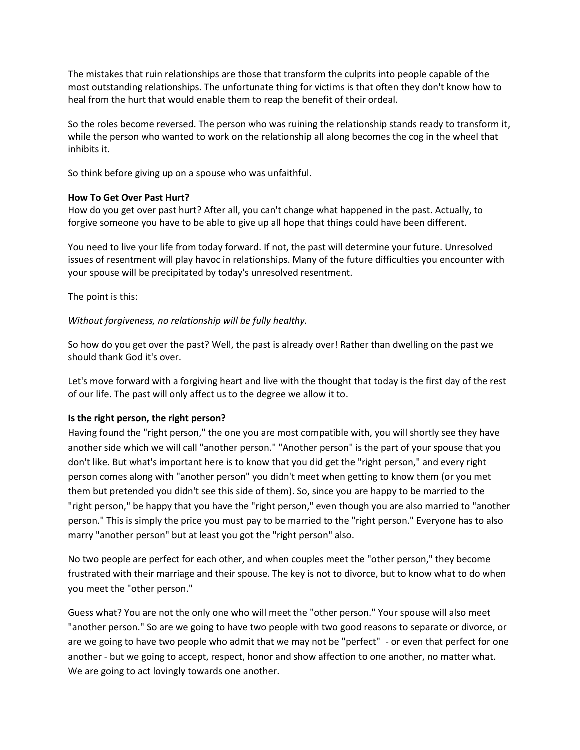The mistakes that ruin relationships are those that transform the culprits into people capable of the most outstanding relationships. The unfortunate thing for victims is that often they don't know how to heal from the hurt that would enable them to reap the benefit of their ordeal.

So the roles become reversed. The person who was ruining the relationship stands ready to transform it, while the person who wanted to work on the relationship all along becomes the cog in the wheel that inhibits it.

So think before giving up on a spouse who was unfaithful.

**How To Get Over Past Hurt?**
How do you get over past hurt? After all, you can't change what happened in the past. Actually, to forgive someone you have to be able to give up all hope that things could have been different.

You need to live your life from today forward. If not, the past will determine your future. Unresolved issues of resentment will play havoc in relationships. Many of the future difficulties you encounter with your spouse will be precipitated by today's unresolved resentment.

The point is this:

*Without forgiveness, no relationship will be fully healthy.*

So how do you get over the past? Well, the past is already over! Rather than dwelling on the past we should thank God it's over.

Let's move forward with a forgiving heart and live with the thought that today is the first day of the rest of our life. The past will only affect us to the degree we allow it to.

**Is the right person, the right person?**
Having found the "right person," the one you are most compatible with, you will shortly see they have another side which we will call "another person." "Another person" is the part of your spouse that you don't like. But what's important here is to know that you did get the "right person," and every right person comes along with "another person" you didn't meet when getting to know them (or you met them but pretended you didn't see this side of them). So, since you are happy to be married to the "right person," be happy that you have the "right person," even though you are also married to "another person." This is simply the price you must pay to be married to the "right person." Everyone has to also marry "another person" but at least you got the "right person" also.

No two people are perfect for each other, and when couples meet the "other person," they become frustrated with their marriage and their spouse. The key is not to divorce, but to know what to do when you meet the "other person."

Guess what? You are not the only one who will meet the "other person." Your spouse will also meet "another person." So are we going to have two people with two good reasons to separate or divorce, or are we going to have two people who admit that we may not be "perfect" - or even that perfect for one another - but we going to accept, respect, honor and show affection to one another, no matter what. We are going to act lovingly towards one another.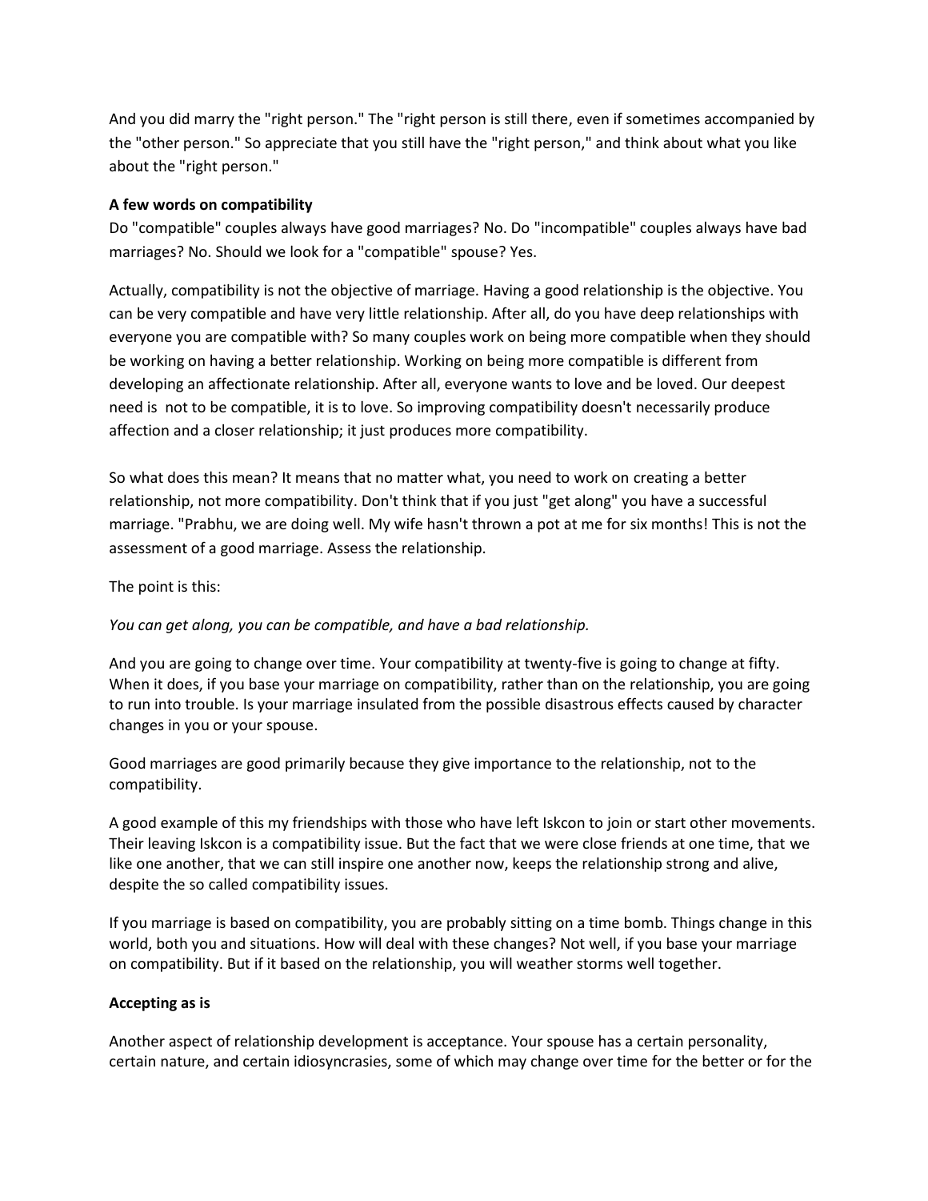And you did marry the "right person." The "right person is still there, even if sometimes accompanied by the "other person." So appreciate that you still have the "right person," and think about what you like about the "right person."

**A few words on compatibility**

Do "compatible" couples always have good marriages? No. Do "incompatible" couples always have bad marriages? No. Should we look for a "compatible" spouse? Yes.

Actually, compatibility is not the objective of marriage. Having a good relationship is the objective. You can be very compatible and have very little relationship. After all, do you have deep relationships with everyone you are compatible with? So many couples work on being more compatible when they should be working on having a better relationship. Working on being more compatible is different from developing an affectionate relationship. After all, everyone wants to love and be loved. Our deepest need is not to be compatible, it is to love. So improving compatibility doesn't necessarily produce affection and a closer relationship; it just produces more compatibility.

So what does this mean? It means that no matter what, you need to work on creating a better relationship, not more compatibility. Don't think that if you just "get along" you have a successful marriage. "Prabhu, we are doing well. My wife hasn't thrown a pot at me for six months! This is not the assessment of a good marriage. Assess the relationship.

The point is this:

*You can get along, you can be compatible, and have a bad relationship.*

And you are going to change over time. Your compatibility at twenty-five is going to change at fifty. When it does, if you base your marriage on compatibility, rather than on the relationship, you are going to run into trouble. Is your marriage insulated from the possible disastrous effects caused by character changes in you or your spouse.

Good marriages are good primarily because they give importance to the relationship, not to the compatibility.

A good example of this my friendships with those who have left Iskcon to join or start other movements. Their leaving Iskcon is a compatibility issue. But the fact that we were close friends at one time, that we like one another, that we can still inspire one another now, keeps the relationship strong and alive, despite the so called compatibility issues.

If you marriage is based on compatibility, you are probably sitting on a time bomb. Things change in this world, both you and situations. How will deal with these changes? Not well, if you base your marriage on compatibility. But if it based on the relationship, you will weather storms well together.

**Accepting as is**

Another aspect of relationship development is acceptance. Your spouse has a certain personality, certain nature, and certain idiosyncrasies, some of which may change over time for the better or for the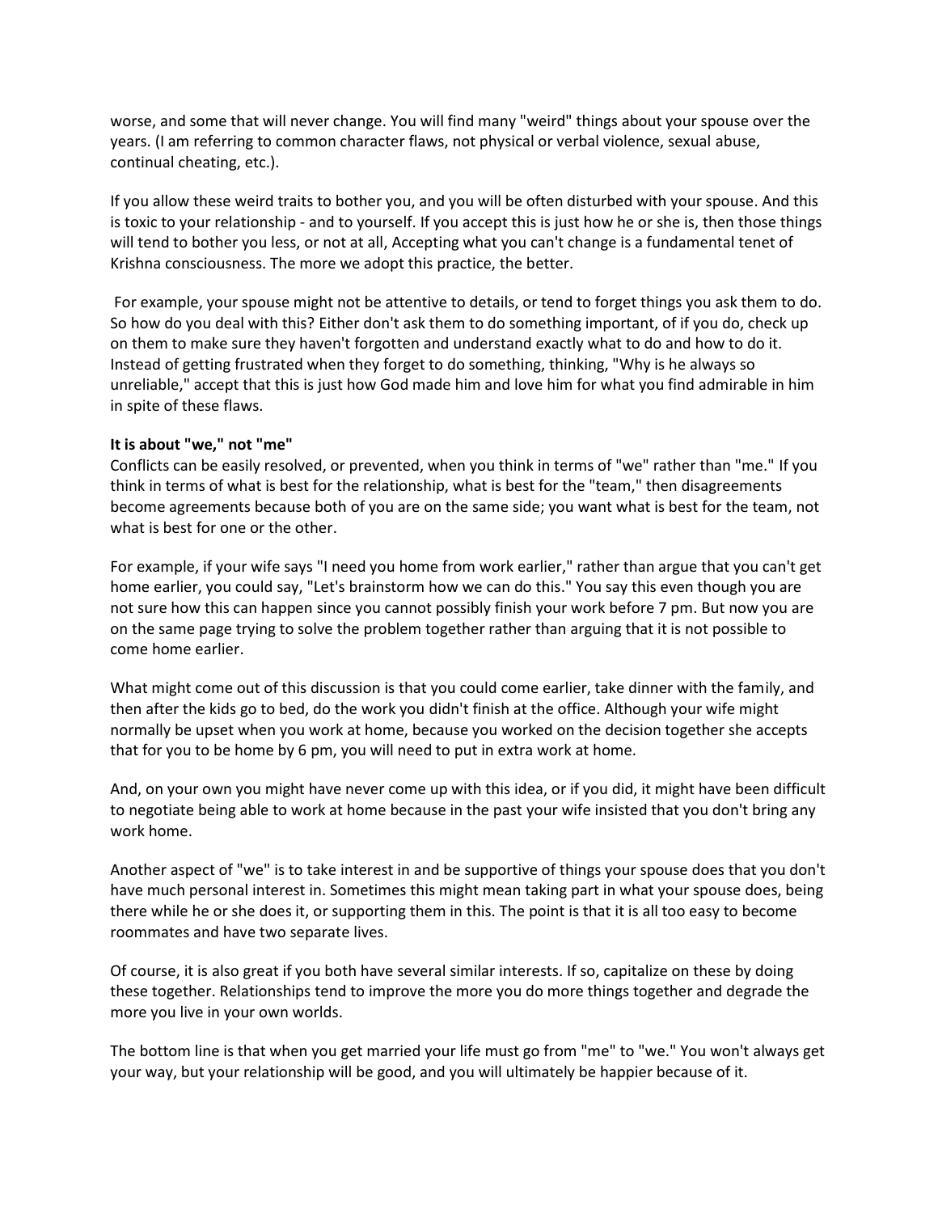worse, and some that will never change. You will find many "weird" things about your spouse over the years. (I am referring to common character flaws, not physical or verbal violence, sexual abuse, continual cheating, etc.).

If you allow these weird traits to bother you, and you will be often disturbed with your spouse. And this is toxic to your relationship - and to yourself. If you accept this is just how he or she is, then those things will tend to bother you less, or not at all, Accepting what you can't change is a fundamental tenet of Krishna consciousness. The more we adopt this practice, the better.

For example, your spouse might not be attentive to details, or tend to forget things you ask them to do. So how do you deal with this? Either don't ask them to do something important, of if you do, check up on them to make sure they haven't forgotten and understand exactly what to do and how to do it. Instead of getting frustrated when they forget to do something, thinking, "Why is he always so unreliable," accept that this is just how God made him and love him for what you find admirable in him in spite of these flaws.

**It is about "we," not "me"**

Conflicts can be easily resolved, or prevented, when you think in terms of "we" rather than "me." If you think in terms of what is best for the relationship, what is best for the "team," then disagreements become agreements because both of you are on the same side; you want what is best for the team, not what is best for one or the other.

For example, if your wife says "I need you home from work earlier," rather than argue that you can't get home earlier, you could say, "Let's brainstorm how we can do this." You say this even though you are not sure how this can happen since you cannot possibly finish your work before 7 pm. But now you are on the same page trying to solve the problem together rather than arguing that it is not possible to come home earlier.

What might come out of this discussion is that you could come earlier, take dinner with the family, and then after the kids go to bed, do the work you didn't finish at the office. Although your wife might normally be upset when you work at home, because you worked on the decision together she accepts that for you to be home by 6 pm, you will need to put in extra work at home.

And, on your own you might have never come up with this idea, or if you did, it might have been difficult to negotiate being able to work at home because in the past your wife insisted that you don't bring any work home.

Another aspect of "we" is to take interest in and be supportive of things your spouse does that you don't have much personal interest in. Sometimes this might mean taking part in what your spouse does, being there while he or she does it, or supporting them in this. The point is that it is all too easy to become roommates and have two separate lives.

Of course, it is also great if you both have several similar interests. If so, capitalize on these by doing these together. Relationships tend to improve the more you do more things together and degrade the more you live in your own worlds.

The bottom line is that when you get married your life must go from "me" to "we." You won't always get your way, but your relationship will be good, and you will ultimately be happier because of it.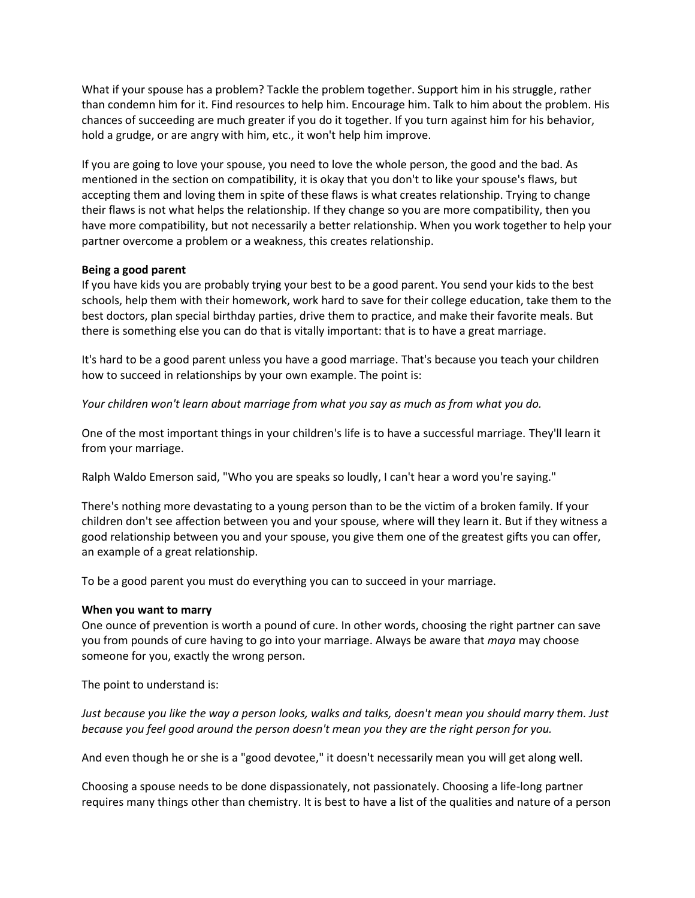What if your spouse has a problem? Tackle the problem together. Support him in his struggle, rather than condemn him for it. Find resources to help him. Encourage him. Talk to him about the problem. His chances of succeeding are much greater if you do it together. If you turn against him for his behavior, hold a grudge, or are angry with him, etc., it won't help him improve.

If you are going to love your spouse, you need to love the whole person, the good and the bad. As mentioned in the section on compatibility, it is okay that you don't to like your spouse's flaws, but accepting them and loving them in spite of these flaws is what creates relationship. Trying to change their flaws is not what helps the relationship. If they change so you are more compatibility, then you have more compatibility, but not necessarily a better relationship. When you work together to help your partner overcome a problem or a weakness, this creates relationship.

**Being a good parent**

If you have kids you are probably trying your best to be a good parent. You send your kids to the best schools, help them with their homework, work hard to save for their college education, take them to the best doctors, plan special birthday parties, drive them to practice, and make their favorite meals. But there is something else you can do that is vitally important: that is to have a great marriage.

It's hard to be a good parent unless you have a good marriage. That's because you teach your children how to succeed in relationships by your own example. The point is:

*Your children won't learn about marriage from what you say as much as from what you do.*

One of the most important things in your children's life is to have a successful marriage. They'll learn it from your marriage.

Ralph Waldo Emerson said, "Who you are speaks so loudly, I can't hear a word you're saying."

There's nothing more devastating to a young person than to be the victim of a broken family. If your children don't see affection between you and your spouse, where will they learn it. But if they witness a good relationship between you and your spouse, you give them one of the greatest gifts you can offer, an example of a great relationship.

To be a good parent you must do everything you can to succeed in your marriage.

**When you want to marry**

One ounce of prevention is worth a pound of cure. In other words, choosing the right partner can save you from pounds of cure having to go into your marriage. Always be aware that *maya* may choose someone for you, exactly the wrong person.

The point to understand is:

*Just because you like the way a person looks, walks and talks, doesn't mean you should marry them. Just because you feel good around the person doesn't mean you they are the right person for you.*

And even though he or she is a "good devotee," it doesn't necessarily mean you will get along well.

Choosing a spouse needs to be done dispassionately, not passionately. Choosing a life-long partner requires many things other than chemistry. It is best to have a list of the qualities and nature of a person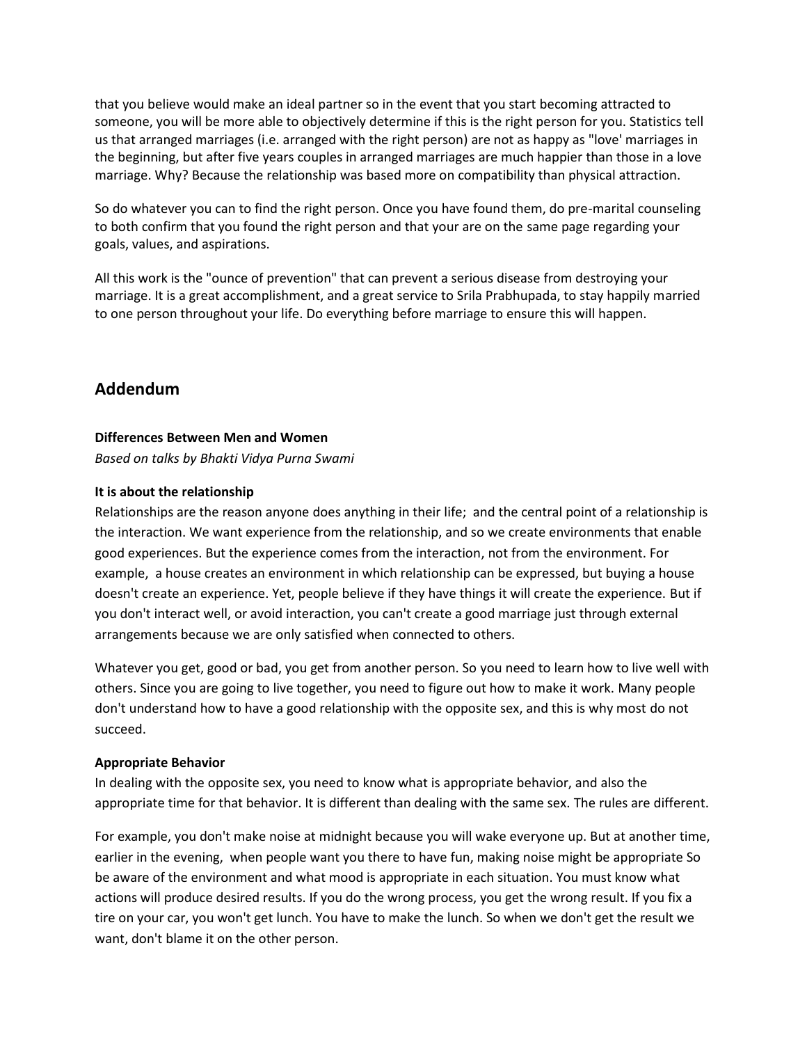that you believe would make an ideal partner so in the event that you start becoming attracted to someone, you will be more able to objectively determine if this is the right person for you. Statistics tell us that arranged marriages (i.e. arranged with the right person) are not as happy as "love' marriages in the beginning, but after five years couples in arranged marriages are much happier than those in a love marriage. Why? Because the relationship was based more on compatibility than physical attraction.

So do whatever you can to find the right person. Once you have found them, do pre-marital counseling to both confirm that you found the right person and that your are on the same page regarding your goals, values, and aspirations.

All this work is the "ounce of prevention" that can prevent a serious disease from destroying your marriage. It is a great accomplishment, and a great service to Srila Prabhupada, to stay happily married to one person throughout your life. Do everything before marriage to ensure this will happen.

## Addendum

**Differences Between Men and Women**

*Based on talks by Bhakti Vidya Purna Swami*

**It is about the relationship**

Relationships are the reason anyone does anything in their life; and the central point of a relationship is the interaction. We want experience from the relationship, and so we create environments that enable good experiences. But the experience comes from the interaction, not from the environment. For example, a house creates an environment in which relationship can be expressed, but buying a house doesn't create an experience. Yet, people believe if they have things it will create the experience. But if you don't interact well, or avoid interaction, you can't create a good marriage just through external arrangements because we are only satisfied when connected to others.

Whatever you get, good or bad, you get from another person. So you need to learn how to live well with others. Since you are going to live together, you need to figure out how to make it work. Many people don't understand how to have a good relationship with the opposite sex, and this is why most do not succeed.

**Appropriate Behavior**

In dealing with the opposite sex, you need to know what is appropriate behavior, and also the appropriate time for that behavior. It is different than dealing with the same sex. The rules are different.

For example, you don't make noise at midnight because you will wake everyone up. But at another time, earlier in the evening, when people want you there to have fun, making noise might be appropriate So be aware of the environment and what mood is appropriate in each situation. You must know what actions will produce desired results. If you do the wrong process, you get the wrong result. If you fix a tire on your car, you won't get lunch. You have to make the lunch. So when we don't get the result we want, don't blame it on the other person.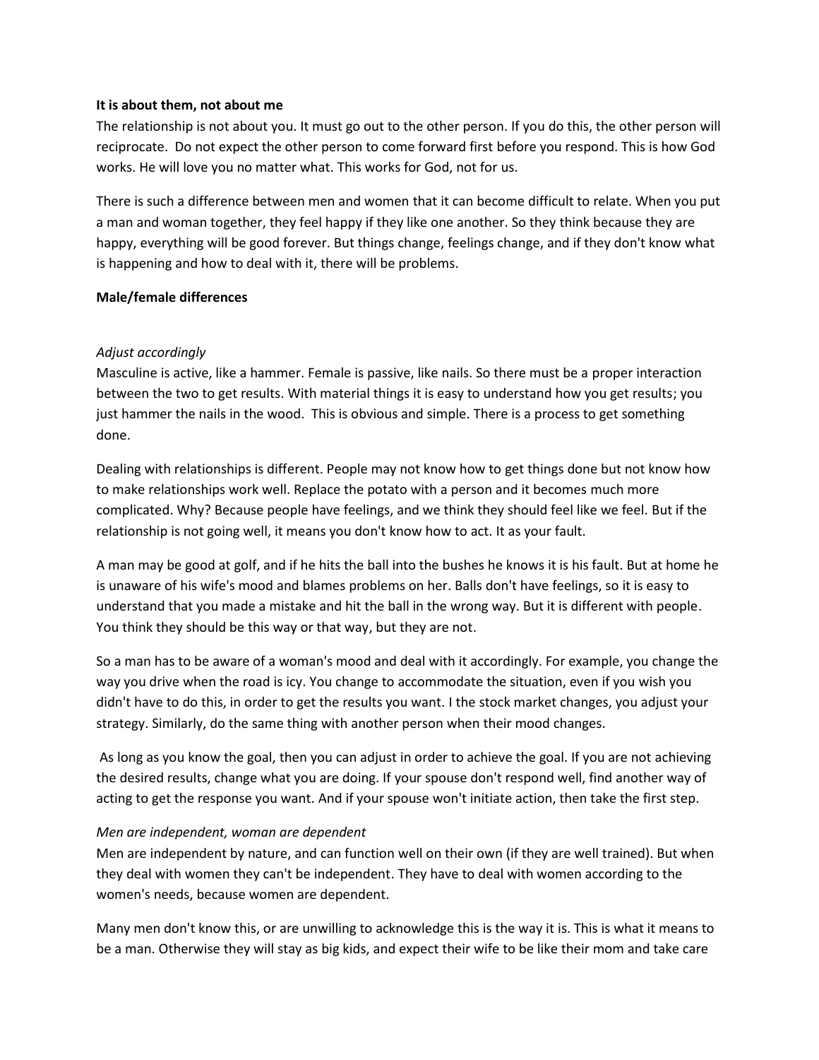**It is about them, not about me**

The relationship is not about you. It must go out to the other person. If you do this, the other person will reciprocate. Do not expect the other person to come forward first before you respond. This is how God works. He will love you no matter what. This works for God, not for us.

There is such a difference between men and women that it can become difficult to relate. When you put a man and woman together, they feel happy if they like one another. So they think because they are happy, everything will be good forever. But things change, feelings change, and if they don't know what is happening and how to deal with it, there will be problems.

**Male/female differences**

*Adjust accordingly*

Masculine is active, like a hammer. Female is passive, like nails. So there must be a proper interaction between the two to get results. With material things it is easy to understand how you get results; you just hammer the nails in the wood. This is obvious and simple. There is a process to get something done.

Dealing with relationships is different. People may not know how to get things done but not know how to make relationships work well. Replace the potato with a person and it becomes much more complicated. Why? Because people have feelings, and we think they should feel like we feel. But if the relationship is not going well, it means you don't know how to act. It as your fault.

A man may be good at golf, and if he hits the ball into the bushes he knows it is his fault. But at home he is unaware of his wife's mood and blames problems on her. Balls don't have feelings, so it is easy to understand that you made a mistake and hit the ball in the wrong way. But it is different with people. You think they should be this way or that way, but they are not.

So a man has to be aware of a woman's mood and deal with it accordingly. For example, you change the way you drive when the road is icy. You change to accommodate the situation, even if you wish you didn't have to do this, in order to get the results you want. I the stock market changes, you adjust your strategy. Similarly, do the same thing with another person when their mood changes.

As long as you know the goal, then you can adjust in order to achieve the goal. If you are not achieving the desired results, change what you are doing. If your spouse don't respond well, find another way of acting to get the response you want. And if your spouse won't initiate action, then take the first step.

*Men are independent, woman are dependent*

Men are independent by nature, and can function well on their own (if they are well trained). But when they deal with women they can't be independent. They have to deal with women according to the women's needs, because women are dependent.

Many men don't know this, or are unwilling to acknowledge this is the way it is. This is what it means to be a man. Otherwise they will stay as big kids, and expect their wife to be like their mom and take care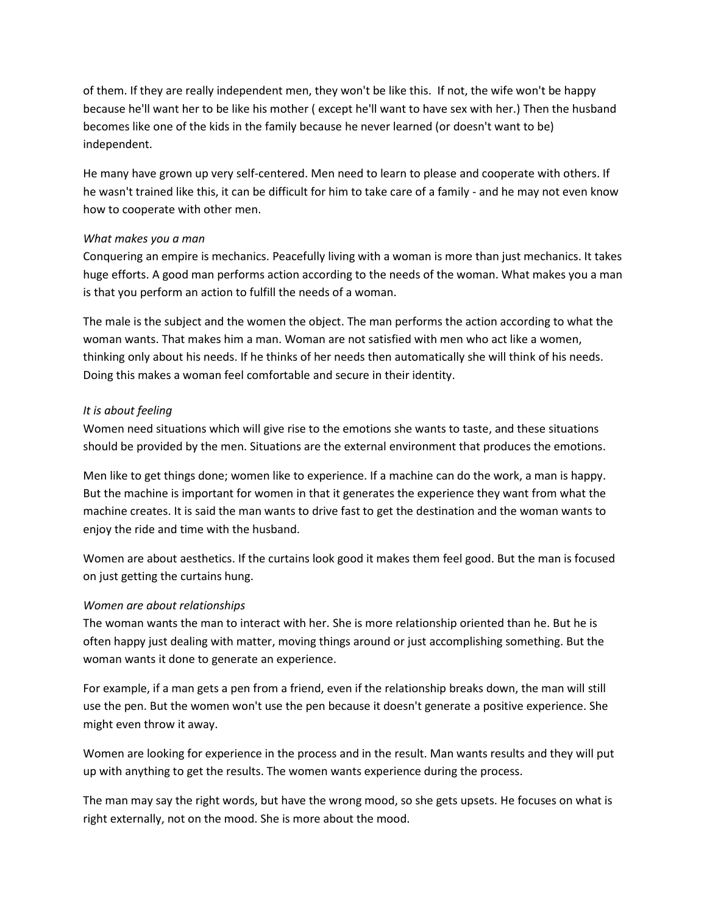of them. If they are really independent men, they won't be like this. If not, the wife won't be happy because he'll want her to be like his mother ( except he'll want to have sex with her.) Then the husband becomes like one of the kids in the family because he never learned (or doesn't want to be) independent.

He many have grown up very self-centered. Men need to learn to please and cooperate with others. If he wasn't trained like this, it can be difficult for him to take care of a family - and he may not even know how to cooperate with other men.

*What makes you a man*

Conquering an empire is mechanics. Peacefully living with a woman is more than just mechanics. It takes huge efforts. A good man performs action according to the needs of the woman. What makes you a man is that you perform an action to fulfill the needs of a woman.

The male is the subject and the women the object. The man performs the action according to what the woman wants. That makes him a man. Woman are not satisfied with men who act like a women, thinking only about his needs. If he thinks of her needs then automatically she will think of his needs. Doing this makes a woman feel comfortable and secure in their identity.

*It is about feeling*

Women need situations which will give rise to the emotions she wants to taste, and these situations should be provided by the men. Situations are the external environment that produces the emotions.

Men like to get things done; women like to experience. If a machine can do the work, a man is happy. But the machine is important for women in that it generates the experience they want from what the machine creates. It is said the man wants to drive fast to get the destination and the woman wants to enjoy the ride and time with the husband.

Women are about aesthetics. If the curtains look good it makes them feel good. But the man is focused on just getting the curtains hung.

*Women are about relationships*

The woman wants the man to interact with her. She is more relationship oriented than he. But he is often happy just dealing with matter, moving things around or just accomplishing something. But the woman wants it done to generate an experience.

For example, if a man gets a pen from a friend, even if the relationship breaks down, the man will still use the pen. But the women won't use the pen because it doesn't generate a positive experience. She might even throw it away.

Women are looking for experience in the process and in the result. Man wants results and they will put up with anything to get the results. The women wants experience during the process.

The man may say the right words, but have the wrong mood, so she gets upsets. He focuses on what is right externally, not on the mood. She is more about the mood.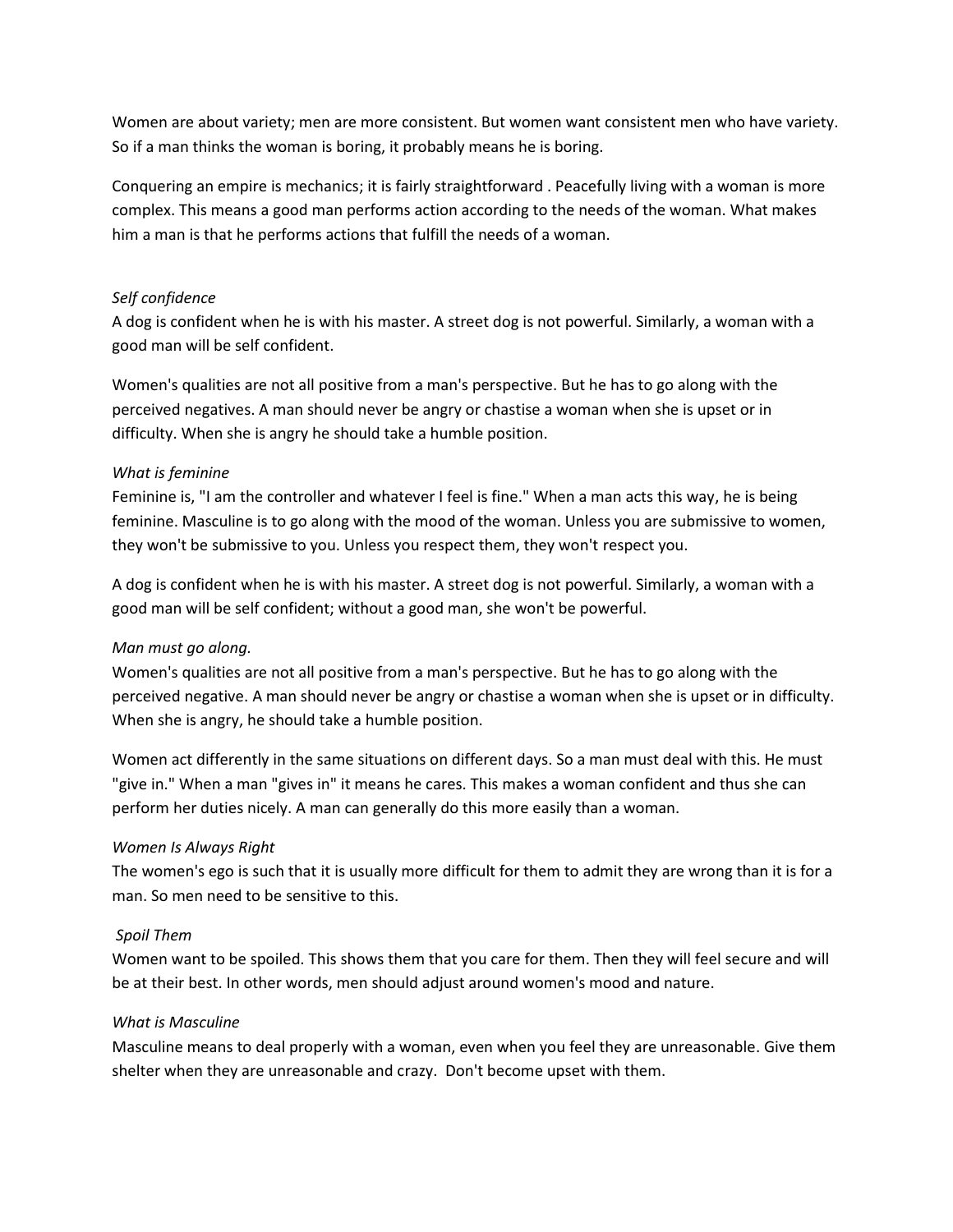Women are about variety; men are more consistent. But women want consistent men who have variety. So if a man thinks the woman is boring, it probably means he is boring.

Conquering an empire is mechanics; it is fairly straightforward . Peacefully living with a woman is more complex. This means a good man performs action according to the needs of the woman. What makes him a man is that he performs actions that fulfill the needs of a woman.

*Self confidence*

A dog is confident when he is with his master. A street dog is not powerful. Similarly, a woman with a good man will be self confident.

Women's qualities are not all positive from a man's perspective. But he has to go along with the perceived negatives. A man should never be angry or chastise a woman when she is upset or in difficulty. When she is angry he should take a humble position.

*What is feminine*

Feminine is, "I am the controller and whatever I feel is fine." When a man acts this way, he is being feminine. Masculine is to go along with the mood of the woman. Unless you are submissive to women, they won't be submissive to you. Unless you respect them, they won't respect you.

A dog is confident when he is with his master. A street dog is not powerful. Similarly, a woman with a good man will be self confident; without a good man, she won't be powerful.

*Man must go along.*

Women's qualities are not all positive from a man's perspective. But he has to go along with the perceived negative. A man should never be angry or chastise a woman when she is upset or in difficulty. When she is angry, he should take a humble position.

Women act differently in the same situations on different days. So a man must deal with this. He must "give in." When a man "gives in" it means he cares. This makes a woman confident and thus she can perform her duties nicely. A man can generally do this more easily than a woman.

*Women Is Always Right*

The women's ego is such that it is usually more difficult for them to admit they are wrong than it is for a man. So men need to be sensitive to this.

*Spoil Them*

Women want to be spoiled. This shows them that you care for them. Then they will feel secure and will be at their best. In other words, men should adjust around women's mood and nature.

*What is Masculine*

Masculine means to deal properly with a woman, even when you feel they are unreasonable. Give them shelter when they are unreasonable and crazy. Don't become upset with them.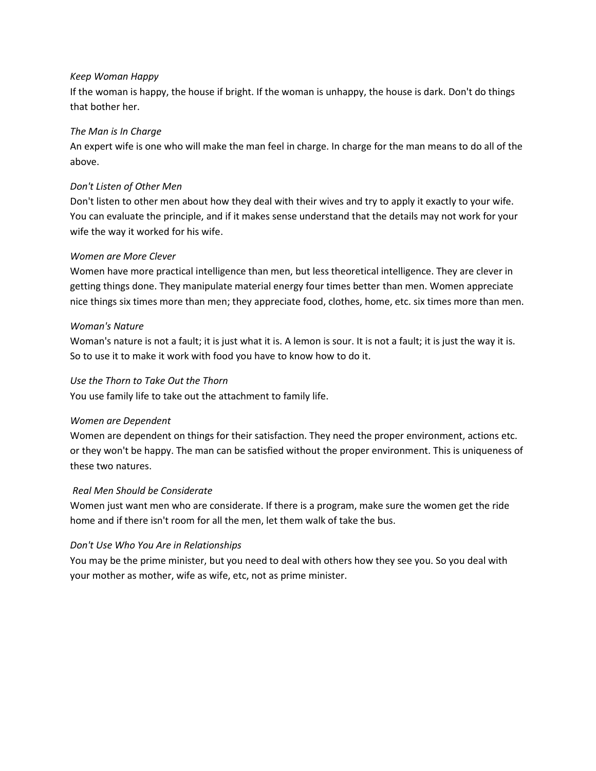*Keep Woman Happy*

If the woman is happy, the house if bright. If the woman is unhappy, the house is dark. Don't do things that bother her.

*The Man is In Charge*

An expert wife is one who will make the man feel in charge. In charge for the man means to do all of the above.

*Don't Listen of Other Men*

Don't listen to other men about how they deal with their wives and try to apply it exactly to your wife. You can evaluate the principle, and if it makes sense understand that the details may not work for your wife the way it worked for his wife.

*Women are More Clever*

Women have more practical intelligence than men, but less theoretical intelligence. They are clever in getting things done. They manipulate material energy four times better than men. Women appreciate nice things six times more than men; they appreciate food, clothes, home, etc. six times more than men.

*Woman's Nature*

Woman's nature is not a fault; it is just what it is. A lemon is sour. It is not a fault; it is just the way it is. So to use it to make it work with food you have to know how to do it.

*Use the Thorn to Take Out the Thorn*

You use family life to take out the attachment to family life.

*Women are Dependent*

Women are dependent on things for their satisfaction. They need the proper environment, actions etc. or they won't be happy. The man can be satisfied without the proper environment. This is uniqueness of these two natures.

*Real Men Should be Considerate*

Women just want men who are considerate. If there is a program, make sure the women get the ride home and if there isn't room for all the men, let them walk of take the bus.

*Don't Use Who You Are in Relationships*

You may be the prime minister, but you need to deal with others how they see you. So you deal with your mother as mother, wife as wife, etc, not as prime minister.